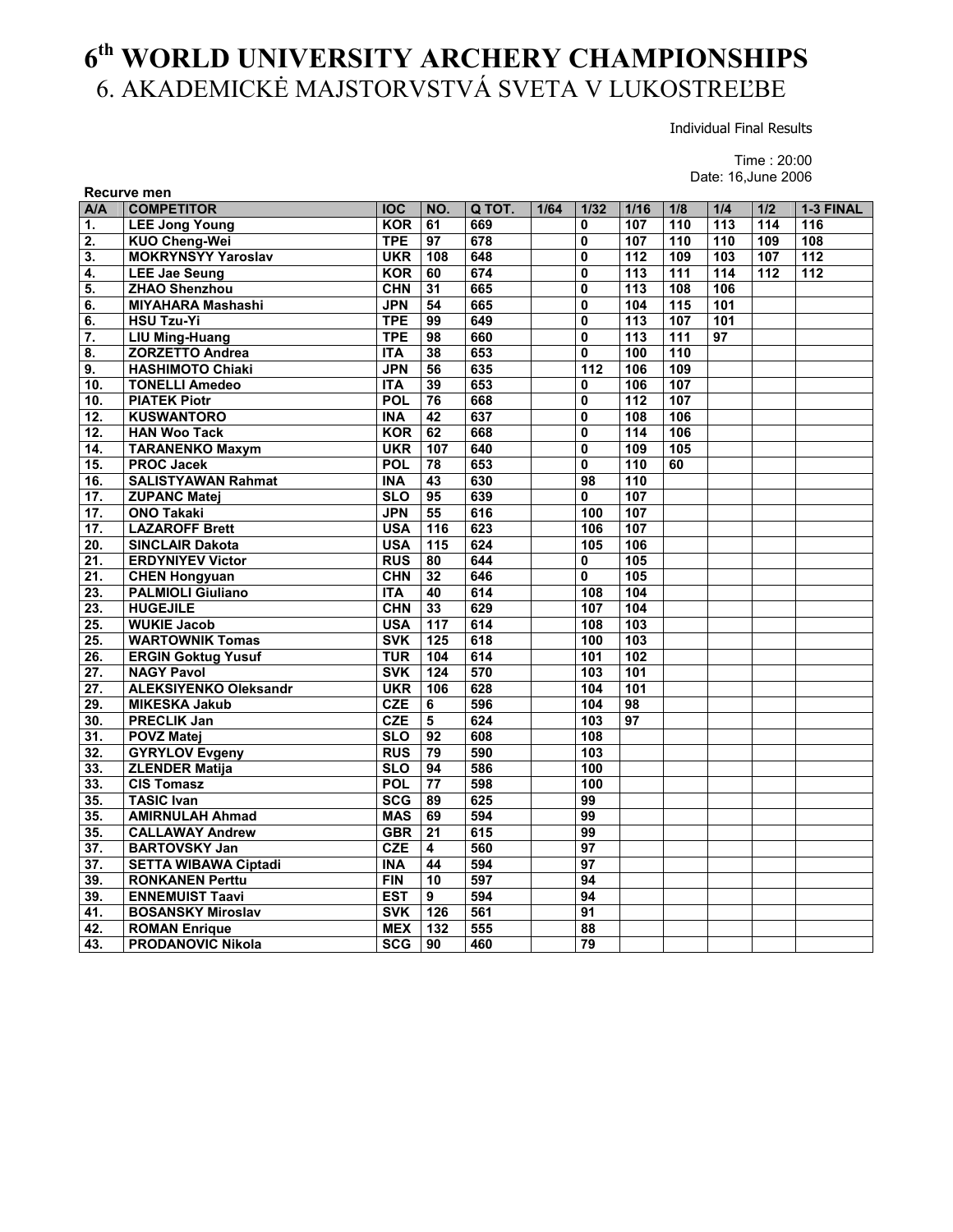# 6th WORLD UNIVERSITY ARCHERY CHAMPIONSHIPS

## 6. AKADEMICKĖ MAJSTORVSTVÁ SVETA V LUKOSTREĽBE

Individual Final Results

Time : 20:00
Date: 16,June 2006

**Recurve men**

| A/A | COMPETITOR | IOC | NO. | Q TOT. | 1/64 | 1/32 | 1/16 | 1/8 | 1/4 | 1/2 | 1-3 FINAL |
|---|---|---|---|---|---|---|---|---|---|---|---|
| 1. | LEE Jong Young | KOR | 61 | 669 | | 0 | 107 | 110 | 113 | 114 | 116 |
| 2. | KUO Cheng-Wei | TPE | 97 | 678 | | 0 | 107 | 110 | 110 | 109 | 108 |
| 3. | MOKRYNSYY Yaroslav | UKR | 108 | 648 | | 0 | 112 | 109 | 103 | 107 | 112 |
| 4. | LEE Jae Seung | KOR | 60 | 674 | | 0 | 113 | 111 | 114 | 112 | 112 |
| 5. | ZHAO Shenzhou | CHN | 31 | 665 | | 0 | 113 | 108 | 106 | | |
| 6. | MIYAHARA Mashashi | JPN | 54 | 665 | | 0 | 104 | 115 | 101 | | |
| 6. | HSU Tzu-Yi | TPE | 99 | 649 | | 0 | 113 | 107 | 101 | | |
| 7. | LIU Ming-Huang | TPE | 98 | 660 | | 0 | 113 | 111 | 97 | | |
| 8. | ZORZETTO Andrea | ITA | 38 | 653 | | 0 | 100 | 110 | | | |
| 9. | HASHIMOTO Chiaki | JPN | 56 | 635 | | 112 | 106 | 109 | | | |
| 10. | TONELLI Amedeo | ITA | 39 | 653 | | 0 | 106 | 107 | | | |
| 10. | PIATEK Piotr | POL | 76 | 668 | | 0 | 112 | 107 | | | |
| 12. | KUSWANTORO | INA | 42 | 637 | | 0 | 108 | 106 | | | |
| 12. | HAN Woo Tack | KOR | 62 | 668 | | 0 | 114 | 106 | | | |
| 14. | TARANENKO Maxym | UKR | 107 | 640 | | 0 | 109 | 105 | | | |
| 15. | PROC Jacek | POL | 78 | 653 | | 0 | 110 | 60 | | | |
| 16. | SALISTYAWAN Rahmat | INA | 43 | 630 | | 98 | 110 | | | | |
| 17. | ZUPANC Matej | SLO | 95 | 639 | | 0 | 107 | | | | |
| 17. | ONO Takaki | JPN | 55 | 616 | | 100 | 107 | | | | |
| 17. | LAZAROFF Brett | USA | 116 | 623 | | 106 | 107 | | | | |
| 20. | SINCLAIR Dakota | USA | 115 | 624 | | 105 | 106 | | | | |
| 21. | ERDYNIYEV Victor | RUS | 80 | 644 | | 0 | 105 | | | | |
| 21. | CHEN Hongyuan | CHN | 32 | 646 | | 0 | 105 | | | | |
| 23. | PALMIOLI Giuliano | ITA | 40 | 614 | | 108 | 104 | | | | |
| 23. | HUGEJILE | CHN | 33 | 629 | | 107 | 104 | | | | |
| 25. | WUKIE Jacob | USA | 117 | 614 | | 108 | 103 | | | | |
| 25. | WARTOWNIK Tomas | SVK | 125 | 618 | | 100 | 103 | | | | |
| 26. | ERGIN Goktug Yusuf | TUR | 104 | 614 | | 101 | 102 | | | | |
| 27. | NAGY Pavol | SVK | 124 | 570 | | 103 | 101 | | | | |
| 27. | ALEKSIYENKO Oleksandr | UKR | 106 | 628 | | 104 | 101 | | | | |
| 29. | MIKESKA Jakub | CZE | 6 | 596 | | 104 | 98 | | | | |
| 30. | PRECLIK Jan | CZE | 5 | 624 | | 103 | 97 | | | | |
| 31. | POVZ Matej | SLO | 92 | 608 | | 108 | | | | | |
| 32. | GYRYLOV Evgeny | RUS | 79 | 590 | | 103 | | | | | |
| 33. | ZLENDER Matija | SLO | 94 | 586 | | 100 | | | | | |
| 33. | CIS Tomasz | POL | 77 | 598 | | 100 | | | | | |
| 35. | TASIC Ivan | SCG | 89 | 625 | | 99 | | | | | |
| 35. | AMIRNULAH Ahmad | MAS | 69 | 594 | | 99 | | | | | |
| 35. | CALLAWAY Andrew | GBR | 21 | 615 | | 99 | | | | | |
| 37. | BARTOVSKY Jan | CZE | 4 | 560 | | 97 | | | | | |
| 37. | SETTA WIBAWA Ciptadi | INA | 44 | 594 | | 97 | | | | | |
| 39. | RONKANEN Perttu | FIN | 10 | 597 | | 94 | | | | | |
| 39. | ENNEMUIST Taavi | EST | 9 | 594 | | 94 | | | | | |
| 41. | BOSANSKY Miroslav | SVK | 126 | 561 | | 91 | | | | | |
| 42. | ROMAN Enrique | MEX | 132 | 555 | | 88 | | | | | |
| 43. | PRODANOVIC Nikola | SCG | 90 | 460 | | 79 | | | | | |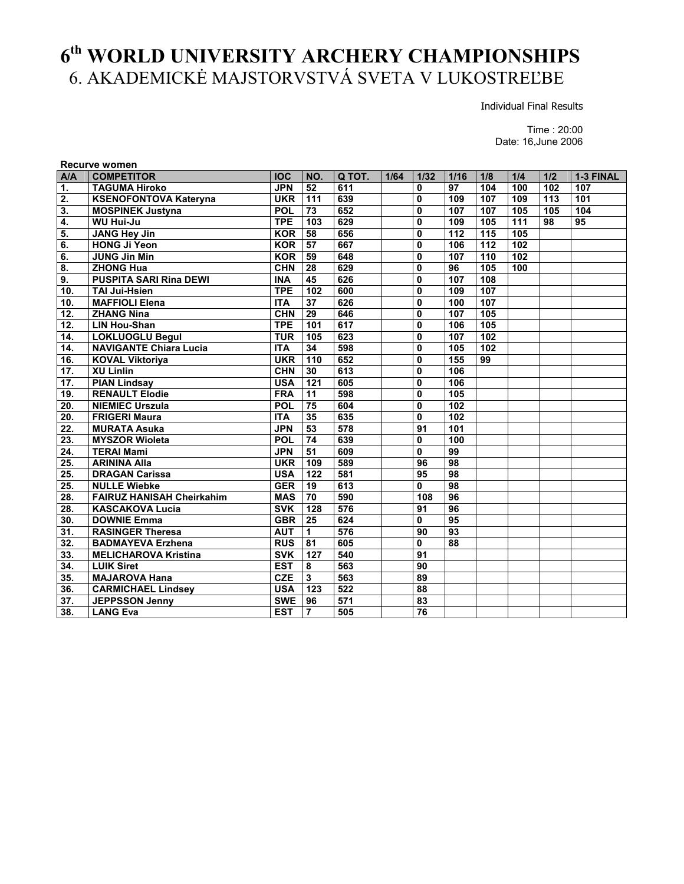# 6th WORLD UNIVERSITY ARCHERY CHAMPIONSHIPS

6. AKADEMICKĖ MAJSTORVSTVÁ SVETA V LUKOSTREĽBE

Individual Final Results

Time : 20:00
Date: 16,June 2006

**Recurve women**

| A/A | COMPETITOR | IOC | NO. | Q TOT. | 1/64 | 1/32 | 1/16 | 1/8 | 1/4 | 1/2 | 1-3 FINAL |
|---|---|---|---|---|---|---|---|---|---|---|---|
| 1. | TAGUMA Hiroko | JPN | 52 | 611 | | 0 | 97 | 104 | 100 | 102 | 107 |
| 2. | KSENOFONTOVA Kateryna | UKR | 111 | 639 | | 0 | 109 | 107 | 109 | 113 | 101 |
| 3. | MOSPINEK Justyna | POL | 73 | 652 | | 0 | 107 | 107 | 105 | 105 | 104 |
| 4. | WU Hui-Ju | TPE | 103 | 629 | | 0 | 109 | 105 | 111 | 98 | 95 |
| 5. | JANG Hey Jin | KOR | 58 | 656 | | 0 | 112 | 115 | 105 | | |
| 6. | HONG Ji Yeon | KOR | 57 | 667 | | 0 | 106 | 112 | 102 | | |
| 6. | JUNG Jin Min | KOR | 59 | 648 | | 0 | 107 | 110 | 102 | | |
| 8. | ZHONG Hua | CHN | 28 | 629 | | 0 | 96 | 105 | 100 | | |
| 9. | PUSPITA SARI Rina DEWI | INA | 45 | 626 | | 0 | 107 | 108 | | | |
| 10. | TAI Jui-Hsien | TPE | 102 | 600 | | 0 | 109 | 107 | | | |
| 10. | MAFFIOLI Elena | ITA | 37 | 626 | | 0 | 100 | 107 | | | |
| 12. | ZHANG Nina | CHN | 29 | 646 | | 0 | 107 | 105 | | | |
| 12. | LIN Hou-Shan | TPE | 101 | 617 | | 0 | 106 | 105 | | | |
| 14. | LOKLUOGLU Begul | TUR | 105 | 623 | | 0 | 107 | 102 | | | |
| 14. | NAVIGANTE Chiara Lucia | ITA | 34 | 598 | | 0 | 105 | 102 | | | |
| 16. | KOVAL Viktoriya | UKR | 110 | 652 | | 0 | 155 | 99 | | | |
| 17. | XU Linlin | CHN | 30 | 613 | | 0 | 106 | | | | |
| 17. | PIAN Lindsay | USA | 121 | 605 | | 0 | 106 | | | | |
| 19. | RENAULT Elodie | FRA | 11 | 598 | | 0 | 105 | | | | |
| 20. | NIEMIEC Urszula | POL | 75 | 604 | | 0 | 102 | | | | |
| 20. | FRIGERI Maura | ITA | 35 | 635 | | 0 | 102 | | | | |
| 22. | MURATA Asuka | JPN | 53 | 578 | | 91 | 101 | | | | |
| 23. | MYSZOR Wioleta | POL | 74 | 639 | | 0 | 100 | | | | |
| 24. | TERAI Mami | JPN | 51 | 609 | | 0 | 99 | | | | |
| 25. | ARININA Alla | UKR | 109 | 589 | | 96 | 98 | | | | |
| 25. | DRAGAN Carissa | USA | 122 | 581 | | 95 | 98 | | | | |
| 25. | NULLE Wiebke | GER | 19 | 613 | | 0 | 98 | | | | |
| 28. | FAIRUZ HANISAH Cheirkahim | MAS | 70 | 590 | | 108 | 96 | | | | |
| 28. | KASCAKOVA Lucia | SVK | 128 | 576 | | 91 | 96 | | | | |
| 30. | DOWNIE Emma | GBR | 25 | 624 | | 0 | 95 | | | | |
| 31. | RASINGER Theresa | AUT | 1 | 576 | | 90 | 93 | | | | |
| 32. | BADMAYEVA Erzhena | RUS | 81 | 605 | | 0 | 88 | | | | |
| 33. | MELICHAROVA Kristina | SVK | 127 | 540 | | 91 | | | | | |
| 34. | LUIK Siret | EST | 8 | 563 | | 90 | | | | | |
| 35. | MAJAROVA Hana | CZE | 3 | 563 | | 89 | | | | | |
| 36. | CARMICHAEL Lindsey | USA | 123 | 522 | | 88 | | | | | |
| 37. | JEPPSSON Jenny | SWE | 96 | 571 | | 83 | | | | | |
| 38. | LANG Eva | EST | 7 | 505 | | 76 | | | | | |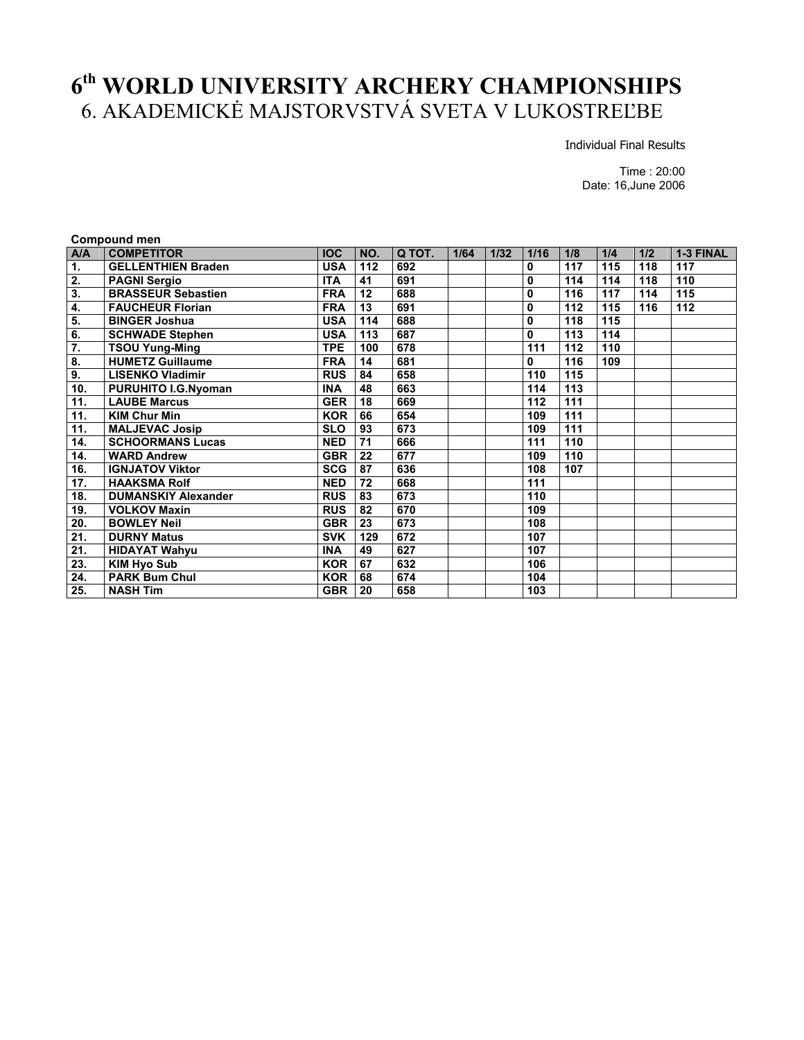# 6th WORLD UNIVERSITY ARCHERY CHAMPIONSHIPS

6. AKADEMICKÉ MAJSTORVSTVÁ SVETA V LUKOSTREĽBE

Individual Final Results

Time : 20:00
Date: 16,June 2006

**Compound men**

| A/A | COMPETITOR | IOC | NO. | Q TOT. | 1/64 | 1/32 | 1/16 | 1/8 | 1/4 | 1/2 | 1-3 FINAL |
|---|---|---|---|---|---|---|---|---|---|---|---|
| 1. | GELLENTHIEN Braden | USA | 112 | 692 | | | 0 | 117 | 115 | 118 | 117 |
| 2. | PAGNI Sergio | ITA | 41 | 691 | | | 0 | 114 | 114 | 118 | 110 |
| 3. | BRASSEUR Sebastien | FRA | 12 | 688 | | | 0 | 116 | 117 | 114 | 115 |
| 4. | FAUCHEUR Florian | FRA | 13 | 691 | | | 0 | 112 | 115 | 116 | 112 |
| 5. | BINGER Joshua | USA | 114 | 688 | | | 0 | 118 | 115 | | |
| 6. | SCHWADE Stephen | USA | 113 | 687 | | | 0 | 113 | 114 | | |
| 7. | TSOU Yung-Ming | TPE | 100 | 678 | | | 111 | 112 | 110 | | |
| 8. | HUMETZ Guillaume | FRA | 14 | 681 | | | 0 | 116 | 109 | | |
| 9. | LISENKO Vladimir | RUS | 84 | 658 | | | 110 | 115 | | | |
| 10. | PURUHITO I.G.Nyoman | INA | 48 | 663 | | | 114 | 113 | | | |
| 11. | LAUBE Marcus | GER | 18 | 669 | | | 112 | 111 | | | |
| 11. | KIM Chur Min | KOR | 66 | 654 | | | 109 | 111 | | | |
| 11. | MALJEVAC Josip | SLO | 93 | 673 | | | 109 | 111 | | | |
| 14. | SCHOORMANS Lucas | NED | 71 | 666 | | | 111 | 110 | | | |
| 14. | WARD Andrew | GBR | 22 | 677 | | | 109 | 110 | | | |
| 16. | IGNJATOV Viktor | SCG | 87 | 636 | | | 108 | 107 | | | |
| 17. | HAAKSMA Rolf | NED | 72 | 668 | | | 111 | | | | |
| 18. | DUMANSKIY Alexander | RUS | 83 | 673 | | | 110 | | | | |
| 19. | VOLKOV Maxin | RUS | 82 | 670 | | | 109 | | | | |
| 20. | BOWLEY Neil | GBR | 23 | 673 | | | 108 | | | | |
| 21. | DURNY Matus | SVK | 129 | 672 | | | 107 | | | | |
| 21. | HIDAYAT Wahyu | INA | 49 | 627 | | | 107 | | | | |
| 23. | KIM Hyo Sub | KOR | 67 | 632 | | | 106 | | | | |
| 24. | PARK Bum Chul | KOR | 68 | 674 | | | 104 | | | | |
| 25. | NASH Tim | GBR | 20 | 658 | | | 103 | | | | |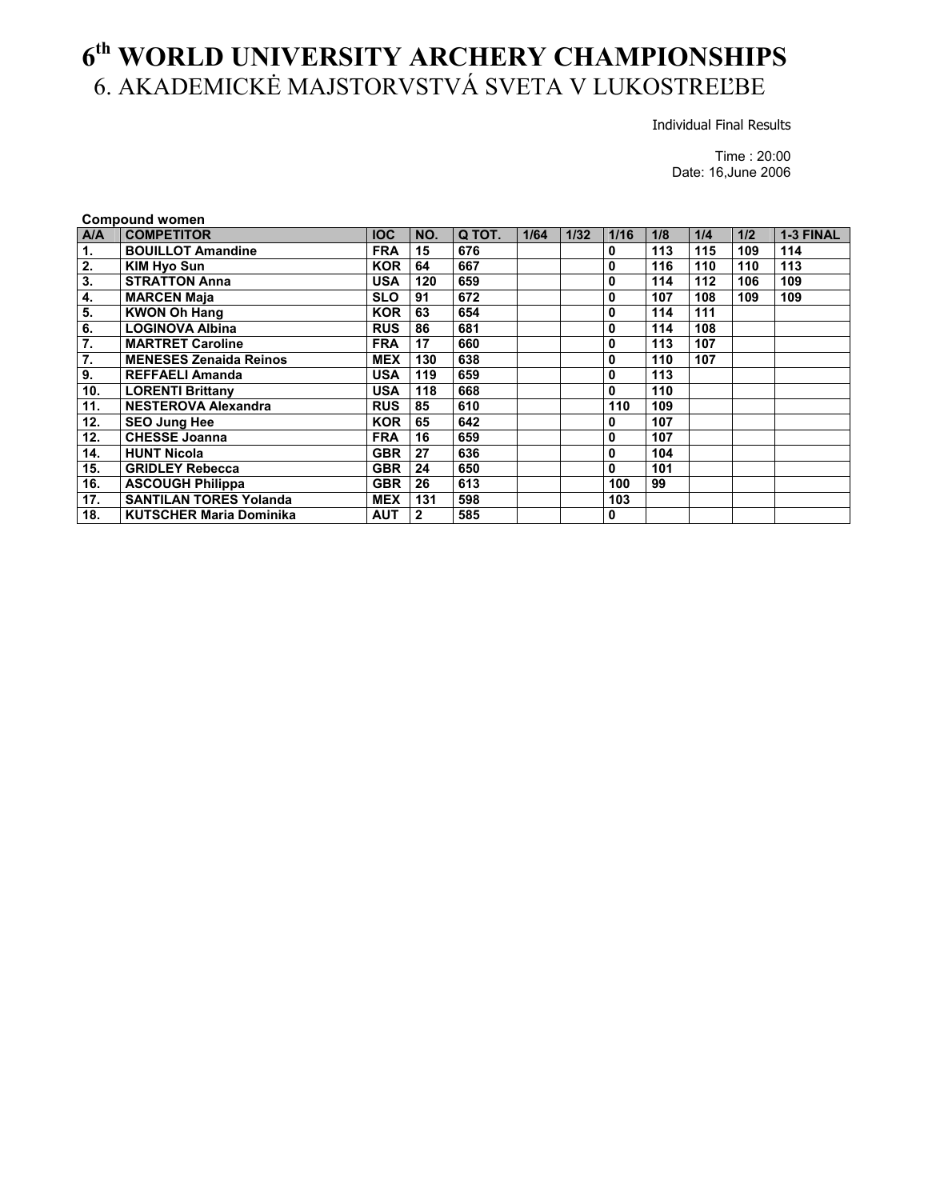# 6th WORLD UNIVERSITY ARCHERY CHAMPIONSHIPS

6. AKADEMICKĖ MAJSTORVSTVÁ SVETA V LUKOSTREĽBE

Individual Final Results

Time : 20:00
Date: 16,June 2006

**Compound women**

| A/A | COMPETITOR | IOC | NO. | Q TOT. | 1/64 | 1/32 | 1/16 | 1/8 | 1/4 | 1/2 | 1-3 FINAL |
|---|---|---|---|---|---|---|---|---|---|---|---|
| 1. | BOUILLOT Amandine | FRA | 15 | 676 | | | 0 | 113 | 115 | 109 | 114 |
| 2. | KIM Hyo Sun | KOR | 64 | 667 | | | 0 | 116 | 110 | 110 | 113 |
| 3. | STRATTON Anna | USA | 120 | 659 | | | 0 | 114 | 112 | 106 | 109 |
| 4. | MARCEN Maja | SLO | 91 | 672 | | | 0 | 107 | 108 | 109 | 109 |
| 5. | KWON Oh Hang | KOR | 63 | 654 | | | 0 | 114 | 111 | | |
| 6. | LOGINOVA Albina | RUS | 86 | 681 | | | 0 | 114 | 108 | | |
| 7. | MARTRET Caroline | FRA | 17 | 660 | | | 0 | 113 | 107 | | |
| 7. | MENESES Zenaida Reinos | MEX | 130 | 638 | | | 0 | 110 | 107 | | |
| 9. | REFFAELI Amanda | USA | 119 | 659 | | | 0 | 113 | | | |
| 10. | LORENTI Brittany | USA | 118 | 668 | | | 0 | 110 | | | |
| 11. | NESTEROVA Alexandra | RUS | 85 | 610 | | | 110 | 109 | | | |
| 12. | SEO Jung Hee | KOR | 65 | 642 | | | 0 | 107 | | | |
| 12. | CHESSE Joanna | FRA | 16 | 659 | | | 0 | 107 | | | |
| 14. | HUNT Nicola | GBR | 27 | 636 | | | 0 | 104 | | | |
| 15. | GRIDLEY Rebecca | GBR | 24 | 650 | | | 0 | 101 | | | |
| 16. | ASCOUGH Philippa | GBR | 26 | 613 | | | 100 | 99 | | | |
| 17. | SANTILAN TORES Yolanda | MEX | 131 | 598 | | | 103 | | | | |
| 18. | KUTSCHER Maria Dominika | AUT | 2 | 585 | | | 0 | | | | |